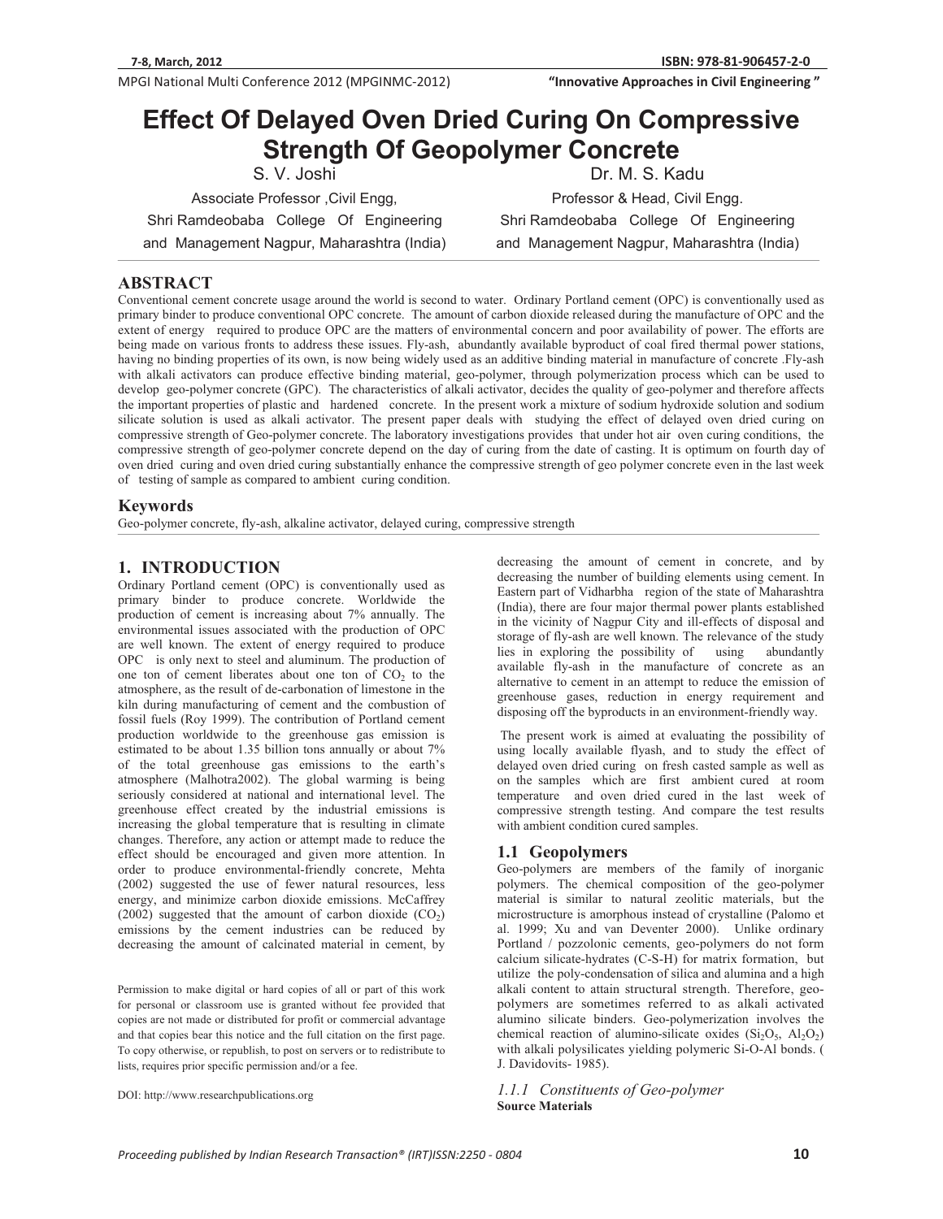# Effect Of Delayed Oven Dried Curing On Compressive Strength Of Geopolymer Concrete

S. V. Joshi
Associate Professor ,Civil Engg,
Shri Ramdeobaba College Of Engineering and Management Nagpur, Maharashtra (India)

Dr. M. S. Kadu
Professor & Head, Civil Engg.
Shri Ramdeobaba College Of Engineering and Management Nagpur, Maharashtra (India)

## ABSTRACT

Conventional cement concrete usage around the world is second to water. Ordinary Portland cement (OPC) is conventionally used as primary binder to produce conventional OPC concrete. The amount of carbon dioxide released during the manufacture of OPC and the extent of energy required to produce OPC are the matters of environmental concern and poor availability of power. The efforts are being made on various fronts to address these issues. Fly-ash, abundantly available byproduct of coal fired thermal power stations, having no binding properties of its own, is now being widely used as an additive binding material in manufacture of concrete .Fly-ash with alkali activators can produce effective binding material, geo-polymer, through polymerization process which can be used to develop geo-polymer concrete (GPC). The characteristics of alkali activator, decides the quality of geo-polymer and therefore affects the important properties of plastic and hardened concrete. In the present work a mixture of sodium hydroxide solution and sodium silicate solution is used as alkali activator. The present paper deals with studying the effect of delayed oven dried curing on compressive strength of Geo-polymer concrete. The laboratory investigations provides that under hot air oven curing conditions, the compressive strength of geo-polymer concrete depend on the day of curing from the date of casting. It is optimum on fourth day of oven dried curing and oven dried curing substantially enhance the compressive strength of geo polymer concrete even in the last week of testing of sample as compared to ambient curing condition.

## Keywords

Geo-polymer concrete, fly-ash, alkaline activator, delayed curing, compressive strength

## 1. INTRODUCTION

Ordinary Portland cement (OPC) is conventionally used as primary binder to produce concrete. Worldwide the production of cement is increasing about 7% annually. The environmental issues associated with the production of OPC are well known. The extent of energy required to produce OPC is only next to steel and aluminum. The production of one ton of cement liberates about one ton of $CO_2$ to the atmosphere, as the result of de-carbonation of limestone in the kiln during manufacturing of cement and the combustion of fossil fuels (Roy 1999). The contribution of Portland cement production worldwide to the greenhouse gas emission is estimated to be about 1.35 billion tons annually or about 7% of the total greenhouse gas emissions to the earth's atmosphere (Malhotra2002). The global warming is being seriously considered at national and international level. The greenhouse effect created by the industrial emissions is increasing the global temperature that is resulting in climate changes. Therefore, any action or attempt made to reduce the effect should be encouraged and given more attention. In order to produce environmental-friendly concrete, Mehta (2002) suggested the use of fewer natural resources, less energy, and minimize carbon dioxide emissions. McCaffrey (2002) suggested that the amount of carbon dioxide ($CO_2$) emissions by the cement industries can be reduced by decreasing the amount of calcinated material in cement, by decreasing the amount of cement in concrete, and by decreasing the number of building elements using cement. In Eastern part of Vidharbha region of the state of Maharashtra (India), there are four major thermal power plants established in the vicinity of Nagpur City and ill-effects of disposal and storage of fly-ash are well known. The relevance of the study lies in exploring the possibility of using abundantly available fly-ash in the manufacture of concrete as an alternative to cement in an attempt to reduce the emission of greenhouse gases, reduction in energy requirement and disposing off the byproducts in an environment-friendly way.

The present work is aimed at evaluating the possibility of using locally available flyash, and to study the effect of delayed oven dried curing on fresh casted sample as well as on the samples which are first ambient cured at room temperature and oven dried cured in the last week of compressive strength testing. And compare the test results with ambient condition cured samples.

Permission to make digital or hard copies of all or part of this work for personal or classroom use is granted without fee provided that copies are not made or distributed for profit or commercial advantage and that copies bear this notice and the full citation on the first page. To copy otherwise, or republish, to post on servers or to redistribute to lists, requires prior specific permission and/or a fee.

DOI: http://www.researchpublications.org

### 1.1 Geopolymers

Geo-polymers are members of the family of inorganic polymers. The chemical composition of the geo-polymer material is similar to natural zeolitic materials, but the microstructure is amorphous instead of crystalline (Palomo et al. 1999; Xu and van Deventer 2000). Unlike ordinary Portland / pozzolonic cements, geo-polymers do not form calcium silicate-hydrates (C-S-H) for matrix formation, but utilize the poly-condensation of silica and alumina and a high alkali content to attain structural strength. Therefore, geo-polymers are sometimes referred to as alkali activated alumino silicate binders. Geo-polymerization involves the chemical reaction of alumino-silicate oxides ($Si_2O_5$, $Al_2O_2$) with alkali polysilicates yielding polymeric Si-O-Al bonds. ( J. Davidovits- 1985).

#### *1.1.1 Constituents of Geo-polymer*

**Source Materials**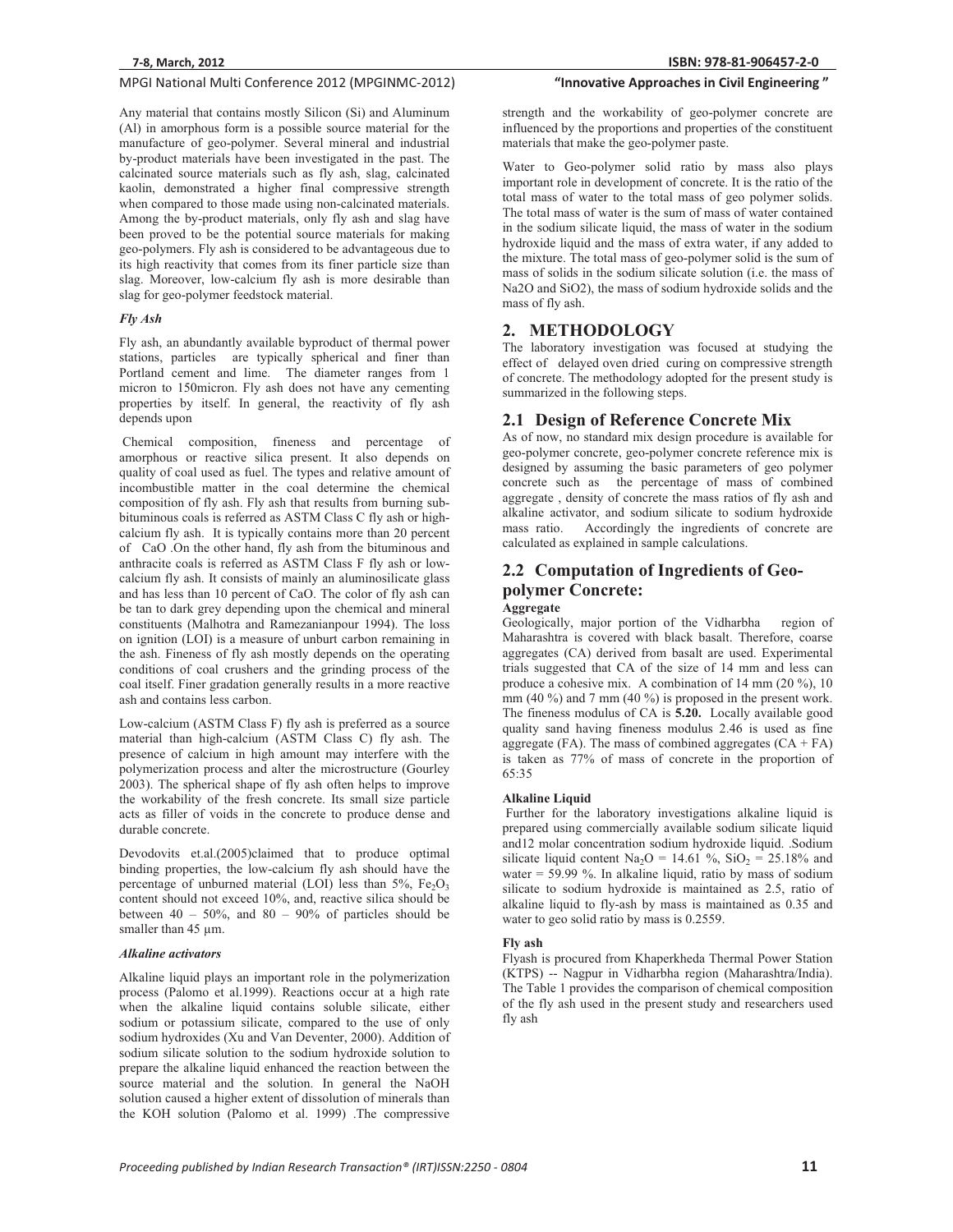Any material that contains mostly Silicon (Si) and Aluminum (Al) in amorphous form is a possible source material for the manufacture of geo-polymer. Several mineral and industrial by-product materials have been investigated in the past. The calcinated source materials such as fly ash, slag, calcinated kaolin, demonstrated a higher final compressive strength when compared to those made using non-calcinated materials. Among the by-product materials, only fly ash and slag have been proved to be the potential source materials for making geo-polymers. Fly ash is considered to be advantageous due to its high reactivity that comes from its finer particle size than slag. Moreover, low-calcium fly ash is more desirable than slag for geo-polymer feedstock material.

### *Fly Ash*

Fly ash, an abundantly available byproduct of thermal power stations, particles are typically spherical and finer than Portland cement and lime. The diameter ranges from 1 micron to 150micron. Fly ash does not have any cementing properties by itself. In general, the reactivity of fly ash depends upon

Chemical composition, fineness and percentage of amorphous or reactive silica present. It also depends on quality of coal used as fuel. The types and relative amount of incombustible matter in the coal determine the chemical composition of fly ash. Fly ash that results from burning sub-bituminous coals is referred as ASTM Class C fly ash or high-calcium fly ash. It is typically contains more than 20 percent of CaO .On the other hand, fly ash from the bituminous and anthracite coals is referred as ASTM Class F fly ash or low-calcium fly ash. It consists of mainly an aluminosilicate glass and has less than 10 percent of CaO. The color of fly ash can be tan to dark grey depending upon the chemical and mineral constituents (Malhotra and Ramezanianpour 1994). The loss on ignition (LOI) is a measure of unburt carbon remaining in the ash. Fineness of fly ash mostly depends on the operating conditions of coal crushers and the grinding process of the coal itself. Finer gradation generally results in a more reactive ash and contains less carbon.

Low-calcium (ASTM Class F) fly ash is preferred as a source material than high-calcium (ASTM Class C) fly ash. The presence of calcium in high amount may interfere with the polymerization process and alter the microstructure (Gourley 2003). The spherical shape of fly ash often helps to improve the workability of the fresh concrete. Its small size particle acts as filler of voids in the concrete to produce dense and durable concrete.

Devodovits et.al.(2005)claimed that to produce optimal binding properties, the low-calcium fly ash should have the percentage of unburned material (LOI) less than 5%, $Fe_2O_3$ content should not exceed 10%, and, reactive silica should be between 40 – 50%, and 80 – 90% of particles should be smaller than 45 µm.

### *Alkaline activators*

Alkaline liquid plays an important role in the polymerization process (Palomo et al.1999). Reactions occur at a high rate when the alkaline liquid contains soluble silicate, either sodium or potassium silicate, compared to the use of only sodium hydroxides (Xu and Van Deventer, 2000). Addition of sodium silicate solution to the sodium hydroxide solution to prepare the alkaline liquid enhanced the reaction between the source material and the solution. In general the NaOH solution caused a higher extent of dissolution of minerals than the KOH solution (Palomo et al. 1999) .The compressive strength and the workability of geo-polymer concrete are influenced by the proportions and properties of the constituent materials that make the geo-polymer paste.

Water to Geo-polymer solid ratio by mass also plays important role in development of concrete. It is the ratio of the total mass of water to the total mass of geo polymer solids. The total mass of water is the sum of mass of water contained in the sodium silicate liquid, the mass of water in the sodium hydroxide liquid and the mass of extra water, if any added to the mixture. The total mass of geo-polymer solid is the sum of mass of solids in the sodium silicate solution (i.e. the mass of $Na_2O$ and $SiO_2$), the mass of sodium hydroxide solids and the mass of fly ash.

## 2. METHODOLOGY

The laboratory investigation was focused at studying the effect of delayed oven dried curing on compressive strength of concrete. The methodology adopted for the present study is summarized in the following steps.

### 2.1 Design of Reference Concrete Mix

As of now, no standard mix design procedure is available for geo-polymer concrete, geo-polymer concrete reference mix is designed by assuming the basic parameters of geo polymer concrete such as the percentage of mass of combined aggregate , density of concrete the mass ratios of fly ash and alkaline activator, and sodium silicate to sodium hydroxide mass ratio. Accordingly the ingredients of concrete are calculated as explained in sample calculations.

### 2.2 Computation of Ingredients of Geo-polymer Concrete:

**Aggregate**

Geologically, major portion of the Vidharbha region of Maharashtra is covered with black basalt. Therefore, coarse aggregates (CA) derived from basalt are used. Experimental trials suggested that CA of the size of 14 mm and less can produce a cohesive mix. A combination of 14 mm (20 %), 10 mm (40 %) and 7 mm (40 %) is proposed in the present work. The fineness modulus of CA is **5.20.** Locally available good quality sand having fineness modulus 2.46 is used as fine aggregate (FA). The mass of combined aggregates (CA + FA) is taken as 77% of mass of concrete in the proportion of 65:35

**Alkaline Liquid**

Further for the laboratory investigations alkaline liquid is prepared using commercially available sodium silicate liquid and12 molar concentration sodium hydroxide liquid. .Sodium silicate liquid content $Na_2O$ = 14.61 %, $SiO_2$ = 25.18% and water = 59.99 %. In alkaline liquid, ratio by mass of sodium silicate to sodium hydroxide is maintained as 2.5, ratio of alkaline liquid to fly-ash by mass is maintained as 0.35 and water to geo solid ratio by mass is 0.2559.

**Fly ash**

Flyash is procured from Khaperkheda Thermal Power Station (KTPS) -- Nagpur in Vidharbha region (Maharashtra/India). The Table 1 provides the comparison of chemical composition of the fly ash used in the present study and researchers used fly ash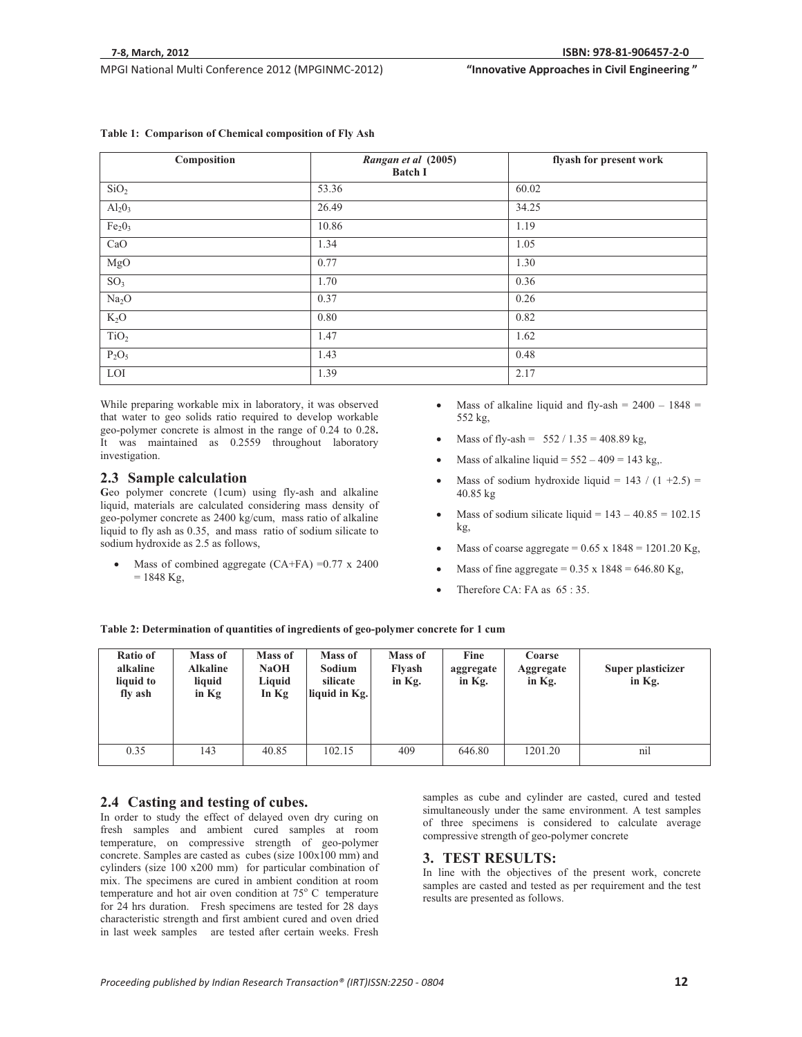**Table 1: Comparison of Chemical composition of Fly Ash**

| Composition | *Rangan et al* (2005) Batch I | flyash for present work |
|---|---|---|
| $SiO_2$ | 53.36 | 60.02 |
| $Al_2O_3$ | 26.49 | 34.25 |
| $Fe_2O_3$ | 10.86 | 1.19 |
| CaO | 1.34 | 1.05 |
| MgO | 0.77 | 1.30 |
| $SO_3$ | 1.70 | 0.36 |
| $Na_2O$ | 0.37 | 0.26 |
| $K_2O$ | 0.80 | 0.82 |
| $TiO_2$ | 1.47 | 1.62 |
| $P_2O_5$ | 1.43 | 0.48 |
| LOI | 1.39 | 2.17 |

While preparing workable mix in laboratory, it was observed that water to geo solids ratio required to develop workable geo-polymer concrete is almost in the range of 0.24 to 0.28**.** It was maintained as 0.2559 throughout laboratory investigation.

## 2.3 Sample calculation

**G**eo polymer concrete (1cum) using fly-ash and alkaline liquid, materials are calculated considering mass density of geo-polymer concrete as 2400 kg/cum, mass ratio of alkaline liquid to fly ash as 0.35, and mass ratio of sodium silicate to sodium hydroxide as 2.5 as follows,

- Mass of combined aggregate (CA+FA) =0.77 x 2400 = 1848 Kg,
- Mass of alkaline liquid and fly-ash = 2400 – 1848 = 552 kg,
- Mass of fly-ash = 552 / 1.35 = 408.89 kg,
- Mass of alkaline liquid = 552 – 409 = 143 kg,.
- Mass of sodium hydroxide liquid = 143 / (1 +2.5) = 40.85 kg
- Mass of sodium silicate liquid = 143 – 40.85 = 102.15 kg,
- Mass of coarse aggregate = 0.65 x 1848 = 1201.20 Kg,
- Mass of fine aggregate = 0.35 x 1848 = 646.80 Kg,
- Therefore CA: FA as 65 : 35.

**Table 2: Determination of quantities of ingredients of geo-polymer concrete for 1 cum**

| Ratio of alkaline liquid to fly ash | Mass of Alkaline liquid in Kg | Mass of NaOH Liquid In Kg | Mass of Sodium silicate liquid in Kg. | Mass of Flyash in Kg. | Fine aggregate in Kg. | Coarse Aggregate in Kg. | Super plasticizer in Kg. |
|---|---|---|---|---|---|---|---|
| 0.35 | 143 | 40.85 | 102.15 | 409 | 646.80 | 1201.20 | nil |

## 2.4 Casting and testing of cubes.

In order to study the effect of delayed oven dry curing on fresh samples and ambient cured samples at room temperature, on compressive strength of geo-polymer concrete. Samples are casted as cubes (size 100x100 mm) and cylinders (size 100 x200 mm) for particular combination of mix. The specimens are cured in ambient condition at room temperature and hot air oven condition at 75° C temperature for 24 hrs duration. Fresh specimens are tested for 28 days characteristic strength and first ambient cured and oven dried in last week samples are tested after certain weeks. Fresh samples as cube and cylinder are casted, cured and tested simultaneously under the same environment. A test samples of three specimens is considered to calculate average compressive strength of geo-polymer concrete

## 3. TEST RESULTS:

In line with the objectives of the present work, concrete samples are casted and tested as per requirement and the test results are presented as follows.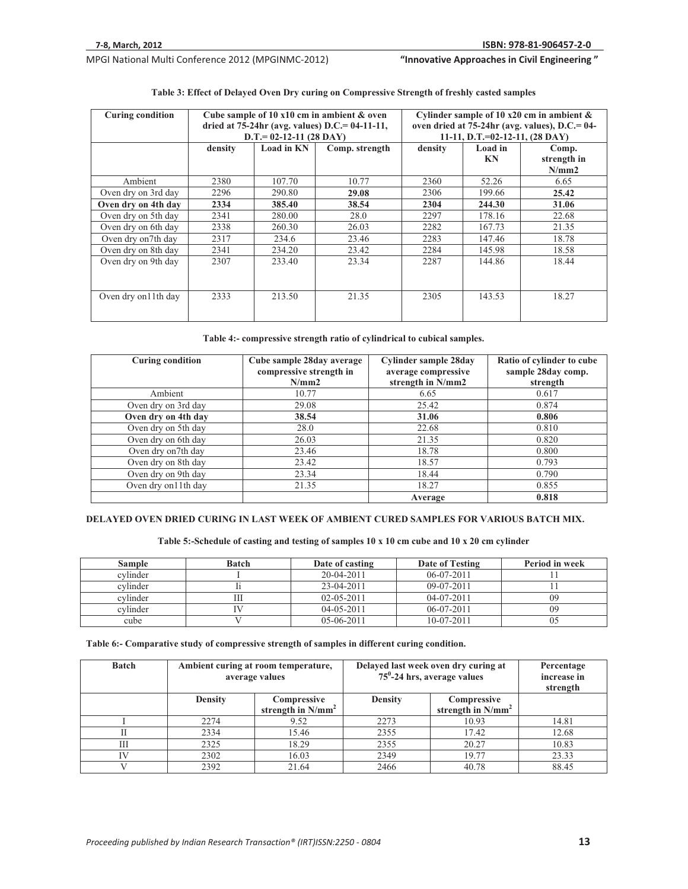**Table 3: Effect of Delayed Oven Dry curing on Compressive Strength of freshly casted samples**

| Curing condition | Cube sample of 10 x10 cm in ambient & oven dried at 75-24hr (avg. values) D.C.= 04-11-11, D.T.= 02-12-11 (28 DAY) | | | Cylinder sample of 10 x20 cm in ambient & oven dried at 75-24hr (avg. values), D.C.= 04-11-11, D.T.=02-12-11, (28 DAY) | | |
|---|---|---|---|---|---|---|
| | density | Load in KN | Comp. strength | density | Load in KN | Comp. strength in N/mm2 |
| Ambient | 2380 | 107.70 | 10.77 | 2360 | 52.26 | 6.65 |
| Oven dry on 3rd day | 2296 | 290.80 | **29.08** | 2306 | 199.66 | **25.42** |
| **Oven dry on 4th day** | **2334** | **385.40** | **38.54** | **2304** | **244.30** | **31.06** |
| Oven dry on 5th day | 2341 | 280.00 | 28.0 | 2297 | 178.16 | 22.68 |
| Oven dry on 6th day | 2338 | 260.30 | 26.03 | 2282 | 167.73 | 21.35 |
| Oven dry on7th day | 2317 | 234.6 | 23.46 | 2283 | 147.46 | 18.78 |
| Oven dry on 8th day | 2341 | 234.20 | 23.42 | 2284 | 145.98 | 18.58 |
| Oven dry on 9th day | 2307 | 233.40 | 23.34 | 2287 | 144.86 | 18.44 |
| Oven dry on11th day | 2333 | 213.50 | 21.35 | 2305 | 143.53 | 18.27 |

**Table 4:- compressive strength ratio of cylindrical to cubical samples.**

| Curing condition | Cube sample 28day average compressive strength in N/mm2 | Cylinder sample 28day average compressive strength in N/mm2 | Ratio of cylinder to cube sample 28day comp. strength |
|---|---|---|---|
| Ambient | 10.77 | 6.65 | 0.617 |
| Oven dry on 3rd day | 29.08 | 25.42 | 0.874 |
| **Oven dry on 4th day** | **38.54** | **31.06** | **0.806** |
| Oven dry on 5th day | 28.0 | 22.68 | 0.810 |
| Oven dry on 6th day | 26.03 | 21.35 | 0.820 |
| Oven dry on7th day | 23.46 | 18.78 | 0.800 |
| Oven dry on 8th day | 23.42 | 18.57 | 0.793 |
| Oven dry on 9th day | 23.34 | 18.44 | 0.790 |
| Oven dry on11th day | 21.35 | 18.27 | 0.855 |
| | | **Average** | **0.818** |

**DELAYED OVEN DRIED CURING IN LAST WEEK OF AMBIENT CURED SAMPLES FOR VARIOUS BATCH MIX.**

**Table 5:-Schedule of casting and testing of samples 10 x 10 cm cube and 10 x 20 cm cylinder**

| Sample | Batch | Date of casting | Date of Testing | Period in week |
|---|---|---|---|---|
| cylinder | I | 20-04-2011 | 06-07-2011 | 11 |
| cylinder | Ii | 23-04-2011 | 09-07-2011 | 11 |
| cylinder | III | 02-05-2011 | 04-07-2011 | 09 |
| cylinder | IV | 04-05-2011 | 06-07-2011 | 09 |
| cube | V | 05-06-2011 | 10-07-2011 | 05 |

**Table 6:- Comparative study of compressive strength of samples in different curing condition.**

| Batch | Ambient curing at room temperature, average values | | Delayed last week oven dry curing at $75^0$-24 hrs, average values | | Percentage increase in strength |
|---|---|---|---|---|---|
| | Density | Compressive strength in $N/mm^2$ | Density | Compressive strength in $N/mm^2$ | |
| I | 2274 | 9.52 | 2273 | 10.93 | 14.81 |
| II | 2334 | 15.46 | 2355 | 17.42 | 12.68 |
| III | 2325 | 18.29 | 2355 | 20.27 | 10.83 |
| IV | 2302 | 16.03 | 2349 | 19.77 | 23.33 |
| V | 2392 | 21.64 | 2466 | 40.78 | 88.45 |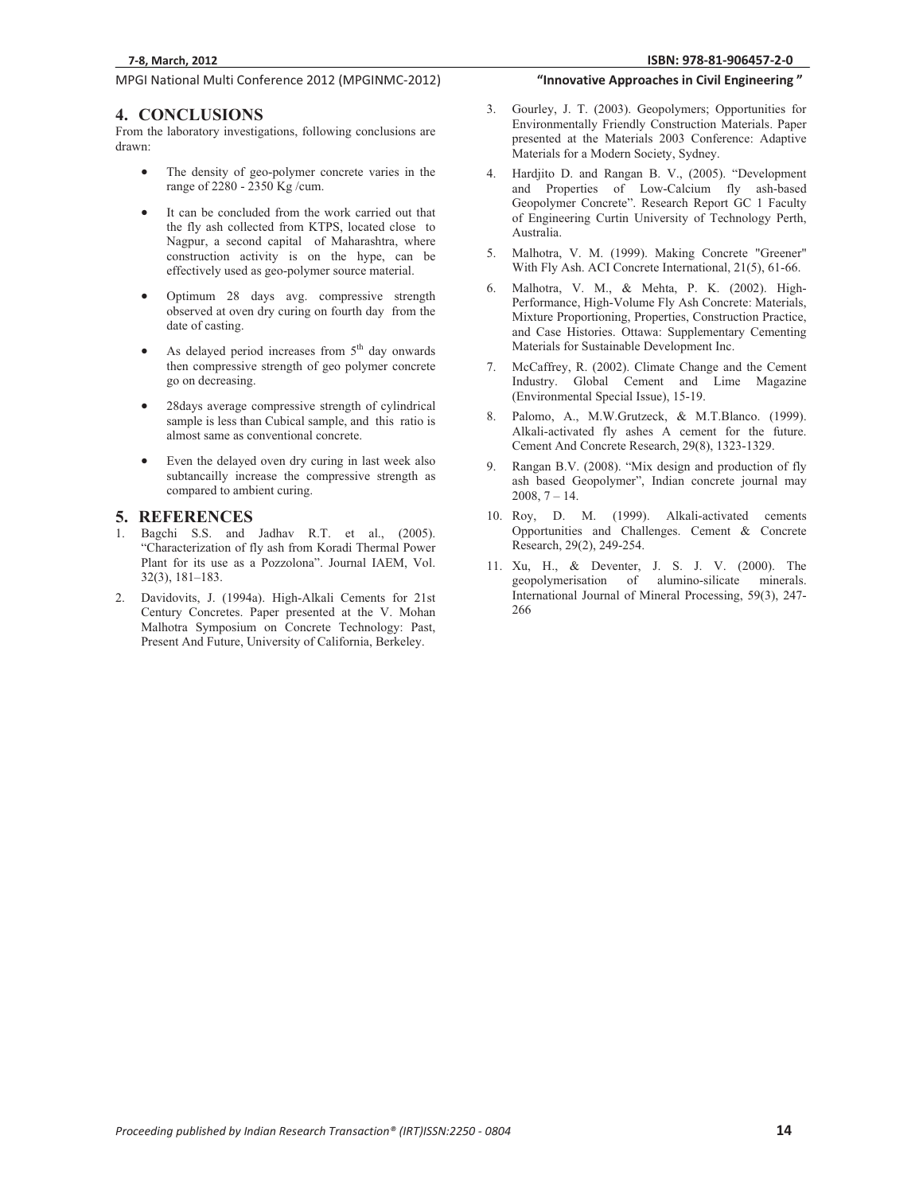## 4. CONCLUSIONS

From the laboratory investigations, following conclusions are drawn:

- The density of geo-polymer concrete varies in the range of 2280 - 2350 Kg /cum.
- It can be concluded from the work carried out that the fly ash collected from KTPS, located close to Nagpur, a second capital of Maharashtra, where construction activity is on the hype, can be effectively used as geo-polymer source material.
- Optimum 28 days avg. compressive strength observed at oven dry curing on fourth day from the date of casting.
- As delayed period increases from 5th day onwards then compressive strength of geo polymer concrete go on decreasing.
- 28days average compressive strength of cylindrical sample is less than Cubical sample, and this ratio is almost same as conventional concrete.
- Even the delayed oven dry curing in last week also subtancailly increase the compressive strength as compared to ambient curing.

## 5. REFERENCES

1. Bagchi S.S. and Jadhav R.T. et al., (2005). "Characterization of fly ash from Koradi Thermal Power Plant for its use as a Pozzolona". Journal IAEM, Vol. 32(3), 181–183.
2. Davidovits, J. (1994a). High-Alkali Cements for 21st Century Concretes. Paper presented at the V. Mohan Malhotra Symposium on Concrete Technology: Past, Present And Future, University of California, Berkeley.
3. Gourley, J. T. (2003). Geopolymers; Opportunities for Environmentally Friendly Construction Materials. Paper presented at the Materials 2003 Conference: Adaptive Materials for a Modern Society, Sydney.
4. Hardjito D. and Rangan B. V., (2005). "Development and Properties of Low-Calcium fly ash-based Geopolymer Concrete". Research Report GC 1 Faculty of Engineering Curtin University of Technology Perth, Australia.
5. Malhotra, V. M. (1999). Making Concrete "Greener" With Fly Ash. ACI Concrete International, 21(5), 61-66.
6. Malhotra, V. M., & Mehta, P. K. (2002). High-Performance, High-Volume Fly Ash Concrete: Materials, Mixture Proportioning, Properties, Construction Practice, and Case Histories. Ottawa: Supplementary Cementing Materials for Sustainable Development Inc.
7. McCaffrey, R. (2002). Climate Change and the Cement Industry. Global Cement and Lime Magazine (Environmental Special Issue), 15-19.
8. Palomo, A., M.W.Grutzeck, & M.T.Blanco. (1999). Alkali-activated fly ashes A cement for the future. Cement And Concrete Research, 29(8), 1323-1329.
9. Rangan B.V. (2008). "Mix design and production of fly ash based Geopolymer", Indian concrete journal may 2008, 7 – 14.
10. Roy, D. M. (1999). Alkali-activated cements Opportunities and Challenges. Cement & Concrete Research, 29(2), 249-254.
11. Xu, H., & Deventer, J. S. J. V. (2000). The geopolymerisation of alumino-silicate minerals. International Journal of Mineral Processing, 59(3), 247-266